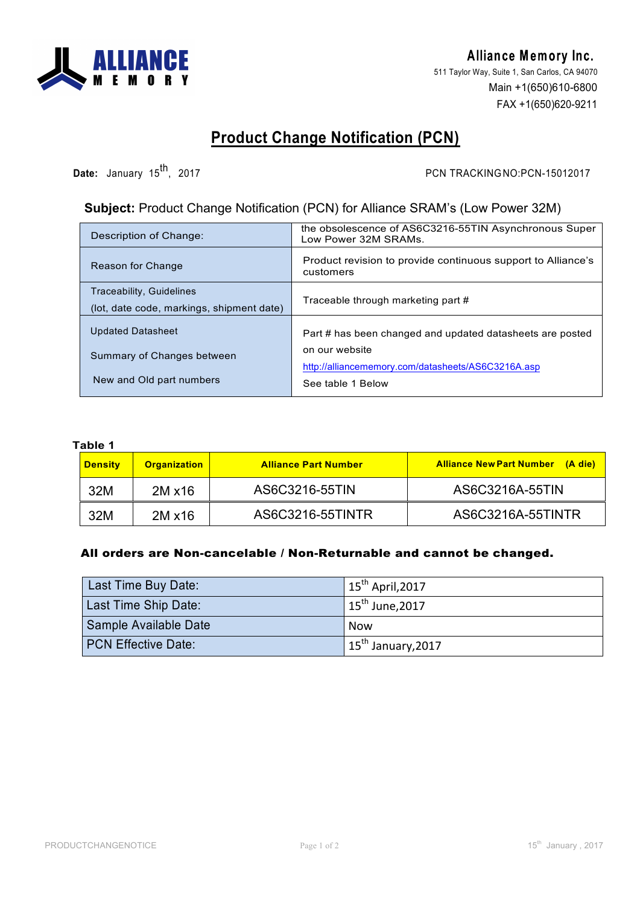**ALLIANCE MEMORY**

**Alliance Memory Inc.**
511 Taylor Way, Suite 1, San Carlos, CA 94070
Main +1(650)610-6800
FAX +1(650)620-9211

# Product Change Notification (PCN)

**Date:** January 15th, 2017

PCN TRACKING NO:PCN-15012017

### **Subject:** Product Change Notification (PCN) for Alliance SRAM's (Low Power 32M)

| | |
|---|---|
| Description of Change: | the obsolescence of AS6C3216-55TIN Asynchronous Super Low Power 32M SRAMs. |
| Reason for Change | Product revision to provide continuous support to Alliance's customers |
| Traceability, Guidelines (lot, date code, markings, shipment date) | Traceable through marketing part # |
| Updated Datasheet<br>Summary of Changes between<br>New and Old part numbers | Part # has been changed and updated datasheets are posted on our website http://alliancememory.com/datasheets/AS6C3216A.asp<br>See table 1 Below |

**Table 1**

| **Density** | **Organization** | **Alliance Part Number** | **Alliance New Part Number (A die)** |
|---|---|---|---|
| 32M | 2M x16 | AS6C3216-55TIN | AS6C3216A-55TIN |
| 32M | 2M x16 | AS6C3216-55TINTR | AS6C3216A-55TINTR |

**All orders are Non-cancelable / Non-Returnable and cannot be changed.**

| | |
|---|---|
| Last Time Buy Date: | 15th April,2017 |
| Last Time Ship Date: | 15th June,2017 |
| Sample Available Date | Now |
| PCN Effective Date: | 15th January,2017 |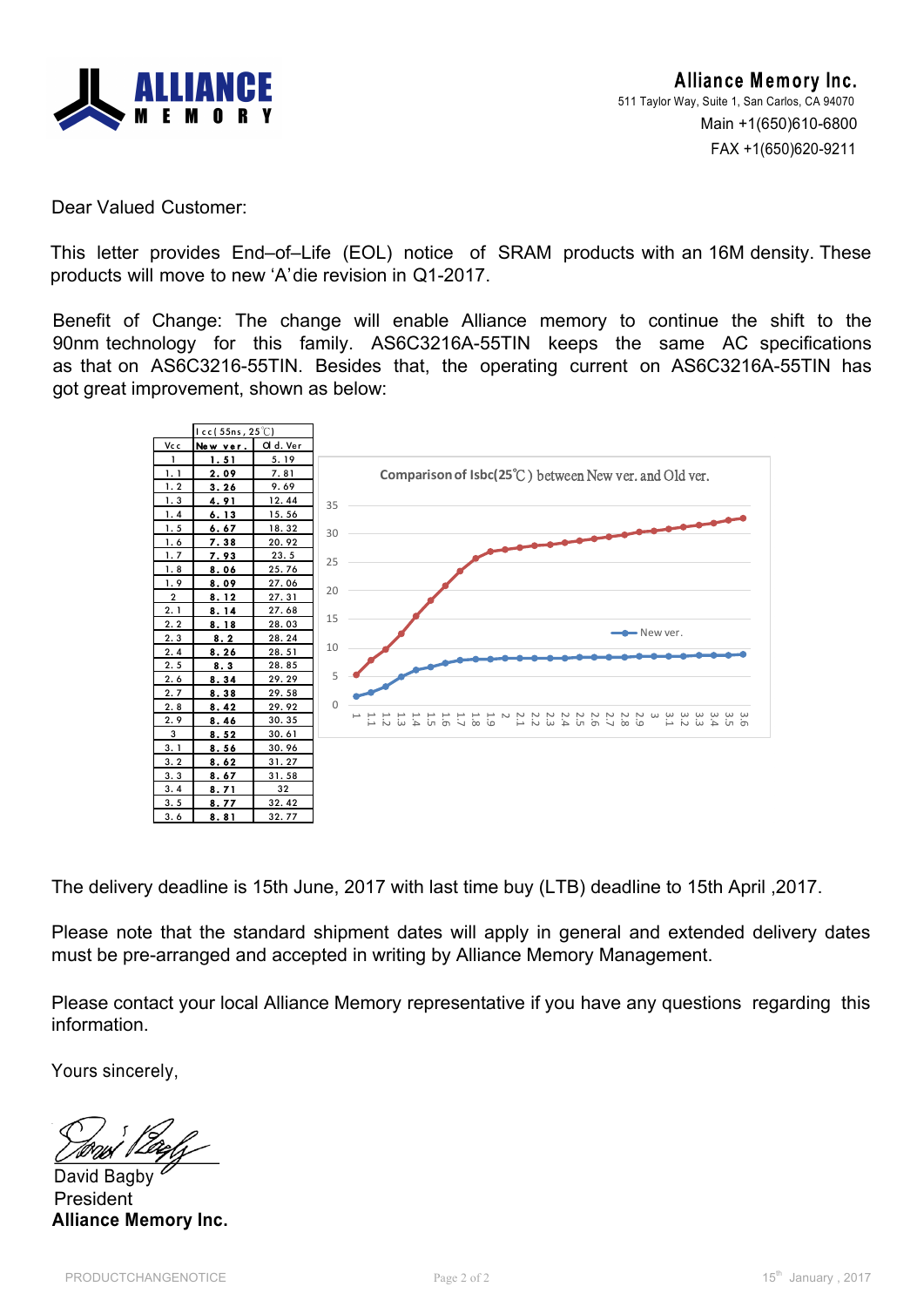Alliance Memory Inc.
511 Taylor Way, Suite 1, San Carlos, CA 94070
Main +1(650)610-6800
FAX +1(650)620-9211

Dear Valued Customer:

This letter provides End–of–Life (EOL) notice of SRAM products with an 16M density. These products will move to new 'A'die revision in Q1-2017.

Benefit of Change: The change will enable Alliance memory to continue the shift to the 90nm technology for this family. AS6C3216A-55TIN keeps the same AC specifications as that on AS6C3216-55TIN. Besides that, the operating current on AS6C3216A-55TIN has got great improvement, shown as below:

| | Icc(55ns, 25℃) | |
|---|---|---|
| Vcc | New ver. | Old. Ver |
| 1 | 1.51 | 5.19 |
| 1.1 | 2.09 | 7.81 |
| 1.2 | 3.26 | 9.69 |
| 1.3 | 4.91 | 12.44 |
| 1.4 | 6.13 | 15.56 |
| 1.5 | 6.67 | 18.32 |
| 1.6 | 7.38 | 20.92 |
| 1.7 | 7.93 | 23.5 |
| 1.8 | 8.06 | 25.76 |
| 1.9 | 8.09 | 27.06 |
| 2 | 8.12 | 27.31 |
| 2.1 | 8.14 | 27.68 |
| 2.2 | 8.18 | 28.03 |
| 2.3 | 8.2 | 28.24 |
| 2.4 | 8.26 | 28.51 |
| 2.5 | 8.3 | 28.85 |
| 2.6 | 8.34 | 29.29 |
| 2.7 | 8.38 | 29.58 |
| 2.8 | 8.42 | 29.92 |
| 2.9 | 8.46 | 30.35 |
| 3 | 8.52 | 30.61 |
| 3.1 | 8.56 | 30.96 |
| 3.2 | 8.62 | 31.27 |
| 3.3 | 8.67 | 31.58 |
| 3.4 | 8.71 | 32 |
| 3.5 | 8.77 | 32.42 |
| 3.6 | 8.81 | 32.77 |

Comparison of Isbc(25℃) between New ver. and Old ver.

New ver.

0
5
10
15
20
25
30
35

1 1.1 1.2 1.3 1.4 1.5 1.6 1.7 1.8 1.9 2 2.1 2.2 2.3 2.4 2.5 2.6 2.7 2.8 2.9 3 3.1 3.2 3.3 3.4 3.5 3.6

The delivery deadline is 15th June, 2017 with last time buy (LTB) deadline to 15th April ,2017.

Please note that the standard shipment dates will apply in general and extended delivery dates must be pre-arranged and accepted in writing by Alliance Memory Management.

Please contact your local Alliance Memory representative if you have any questions regarding this information.

Yours sincerely,

David Bagby
President
**Alliance Memory Inc.**